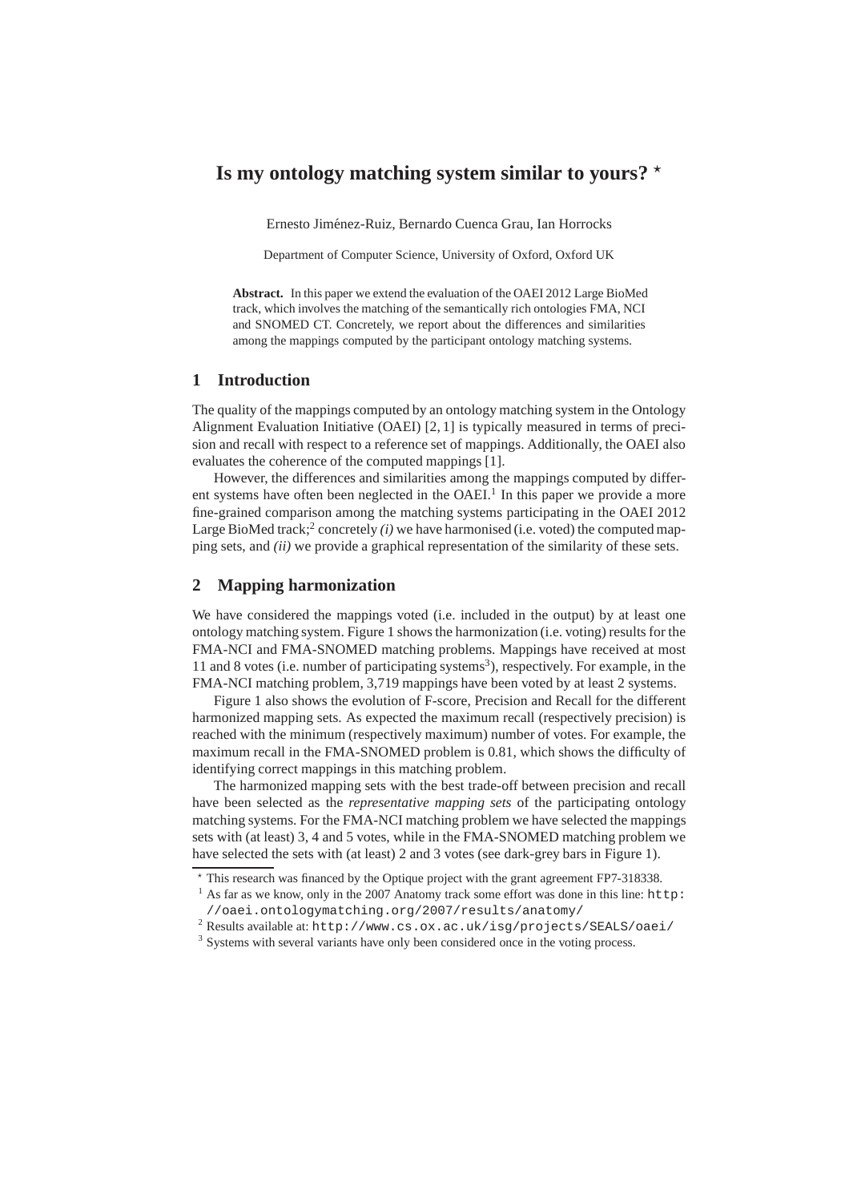# Is my ontology matching system similar to yours? *

Ernesto Jiménez-Ruiz, Bernardo Cuenca Grau, Ian Horrocks

Department of Computer Science, University of Oxford, Oxford UK

**Abstract.** In this paper we extend the evaluation of the OAEI 2012 Large BioMed track, which involves the matching of the semantically rich ontologies FMA, NCI and SNOMED CT. Concretely, we report about the differences and similarities among the mappings computed by the participant ontology matching systems.

## 1 Introduction

The quality of the mappings computed by an ontology matching system in the Ontology Alignment Evaluation Initiative (OAEI) [2, 1] is typically measured in terms of precision and recall with respect to a reference set of mappings. Additionally, the OAEI also evaluates the coherence of the computed mappings [1].

However, the differences and similarities among the mappings computed by different systems have often been neglected in the OAEI.[1] In this paper we provide a more fine-grained comparison among the matching systems participating in the OAEI 2012 Large BioMed track;[2] concretely *(i)* we have harmonised (i.e. voted) the computed mapping sets, and *(ii)* we provide a graphical representation of the similarity of these sets.

## 2 Mapping harmonization

We have considered the mappings voted (i.e. included in the output) by at least one ontology matching system. Figure 1 shows the harmonization (i.e. voting) results for the FMA-NCI and FMA-SNOMED matching problems. Mappings have received at most 11 and 8 votes (i.e. number of participating systems[3]), respectively. For example, in the FMA-NCI matching problem, 3,719 mappings have been voted by at least 2 systems.

Figure 1 also shows the evolution of F-score, Precision and Recall for the different harmonized mapping sets. As expected the maximum recall (respectively precision) is reached with the minimum (respectively maximum) number of votes. For example, the maximum recall in the FMA-SNOMED problem is 0.81, which shows the difficulty of identifying correct mappings in this matching problem.

The harmonized mapping sets with the best trade-off between precision and recall have been selected as the *representative mapping sets* of the participating ontology matching systems. For the FMA-NCI matching problem we have selected the mappings sets with (at least) 3, 4 and 5 votes, while in the FMA-SNOMED matching problem we have selected the sets with (at least) 2 and 3 votes (see dark-grey bars in Figure 1).

---

* This research was financed by the Optique project with the grant agreement FP7-318338.

[1] As far as we know, only in the 2007 Anatomy track some effort was done in this line: `http://oaei.ontologymatching.org/2007/results/anatomy/`

[2] Results available at: `http://www.cs.ox.ac.uk/isg/projects/SEALS/oaei/`

[3] Systems with several variants have only been considered once in the voting process.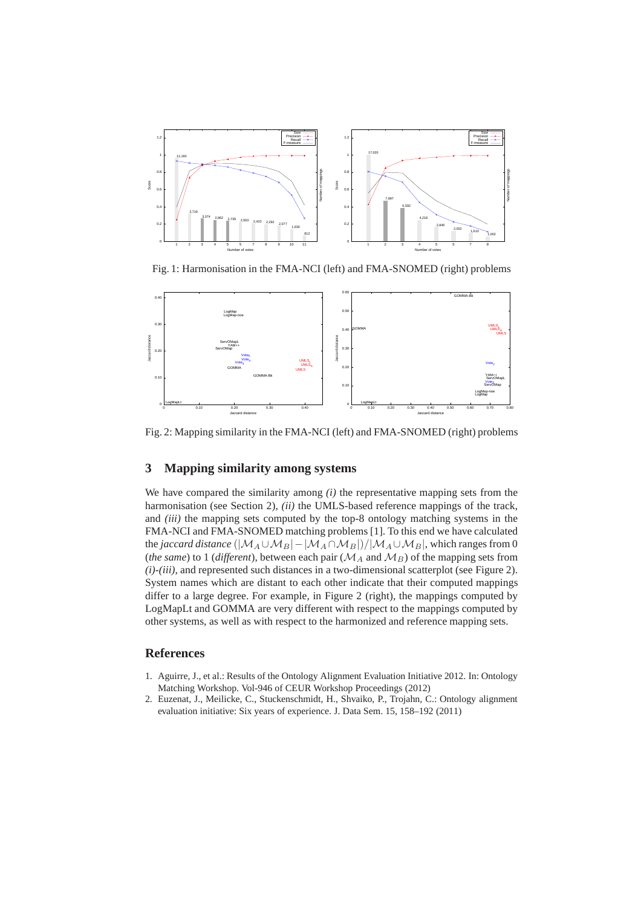1.2
1
0.8
0.6
0.4
0.2
0

Score

Size
Precision
Recall
F-measure

11,160
3,719
3,074
2,862
2,739
2,563
2,420
2,292
2,077
1,630
812

1 2 3 4 5 6 7 8 9 10 11

Number of votes

Number of mappings

1.2
1
0.8
0.6
0.4
0.2
0

Score

Size
Precision
Recall
F-measure

17,020
7,997
6,592
4,218
2,846
2,052
1,610
1,002

1 2 3 4 5 6 7 8

Number of votes

Number of mappings

Fig. 1: Harmonisation in the FMA-NCI (left) and FMA-SNOMED (right) problems

0.40
0.30
0.20
0.10
0

Jaccard distance

LogMap
LogMap-noe
ServOMapL
YAM++
ServOMap
Vote$_1$
Vote$_4$
Vote$_3$
GOMMA
GOMMA-Bk
UMLS$_1$
UMLS$_A$
UMLS
LogMapLt

0 0.10 0.20 0.30 0.40

Jaccard distance

0.60
0.50
0.40
0.30
0.20
0.10
0

Jaccard distance

GOMMA-Bk
GOMMA
UMLS$_1$
UMLS$_A$
UMLS
Vote$_2$
YAM++
ServOMapL
Vote$_3$
ServOMap
LogMap-noe
LogMap
LogMapLt

0 0.10 0.20 0.30 0.40 0.50 0.60 0.70 0.80

Jaccard distance

Fig. 2: Mapping similarity in the FMA-NCI (left) and FMA-SNOMED (right) problems

## 3 Mapping similarity among systems

We have compared the similarity among *(i)* the representative mapping sets from the harmonisation (see Section 2), *(ii)* the UMLS-based reference mappings of the track, and *(iii)* the mapping sets computed by the top-8 ontology matching systems in the FMA-NCI and FMA-SNOMED matching problems [1]. To this end we have calculated the *jaccard distance* $(|\mathcal{M}_A \cup \mathcal{M}_B| - |\mathcal{M}_A \cap \mathcal{M}_B|)/|\mathcal{M}_A \cup \mathcal{M}_B|$, which ranges from 0 (*the same*) to 1 (*different*), between each pair ($\mathcal{M}_A$ and $\mathcal{M}_B$) of the mapping sets from *(i)*-*(iii)*, and represented such distances in a two-dimensional scatterplot (see Figure 2). System names which are distant to each other indicate that their computed mappings differ to a large degree. For example, in Figure 2 (right), the mappings computed by LogMapLt and GOMMA are very different with respect to the mappings computed by other systems, as well as with respect to the harmonized and reference mapping sets.

## References

1. Aguirre, J., et al.: Results of the Ontology Alignment Evaluation Initiative 2012. In: Ontology Matching Workshop. Vol-946 of CEUR Workshop Proceedings (2012)
2. Euzenat, J., Meilicke, C., Stuckenschmidt, H., Shvaiko, P., Trojahn, C.: Ontology alignment evaluation initiative: Six years of experience. J. Data Sem. 15, 158–192 (2011)